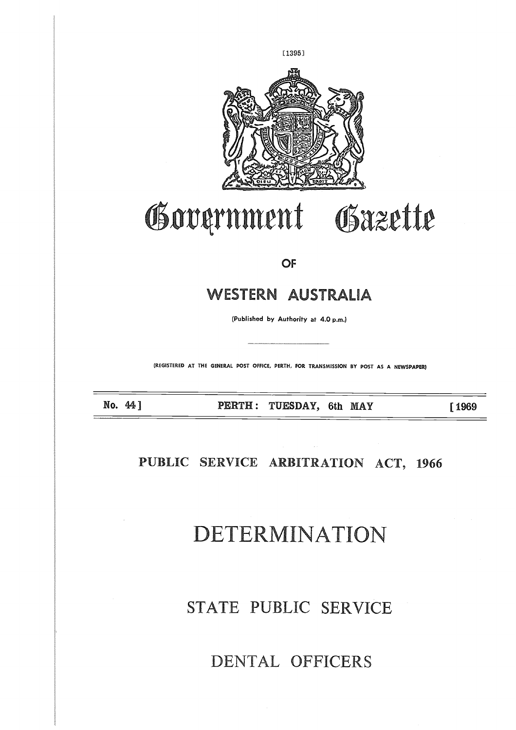# Government Gazette

OF

## WESTERN AUSTRALIA

(Published by Authority at 4.0 p.m.)

(REGISTERED AT THE GENERAL POST OFFICE, PERTH, FOR TRANSMISSION BY POST AS A NEWSPAPER)

No. 44] PERTH: TUESDAY, 6th MAY [1969

## PUBLIC SERVICE ARBITRATION ACT, 1966

# DETERMINATION

## STATE PUBLIC SERVICE

## DENTAL OFFICERS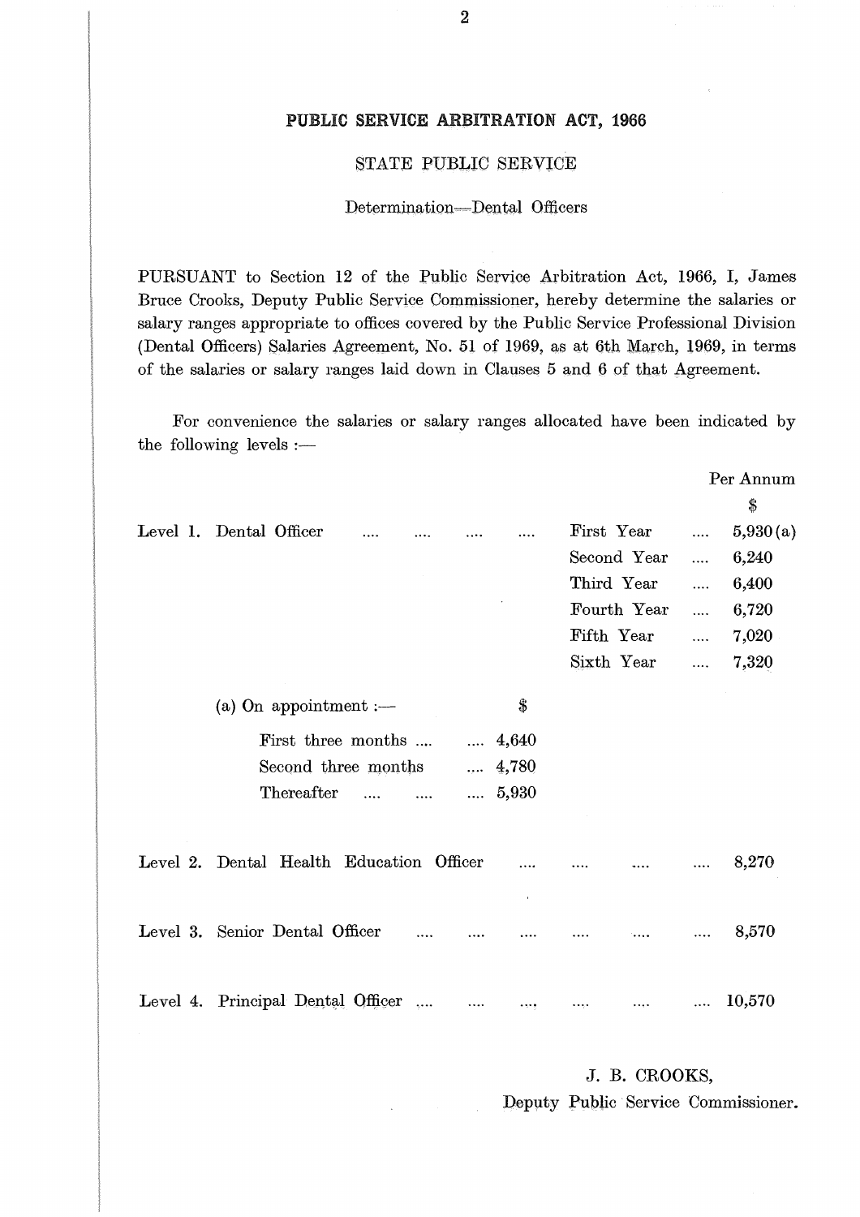## PUBLIC SERVICE ARBITRATION ACT, 1966

### STATE PUBLIC SERVICE

Determination—Dental Officers

PURSUANT to Section 12 of the Public Service Arbitration Act, 1966, I, James Bruce Crooks, Deputy Public Service Commissioner, hereby determine the salaries or salary ranges appropriate to offices covered by the Public Service Professional Division (Dental Officers) Salaries Agreement, No. 51 of 1969, as at 6th March, 1969, in terms of the salaries or salary ranges laid down in Clauses 5 and 6 of that Agreement.

For convenience the salaries or salary ranges allocated have been indicated by the following levels :—

| Level | Office | Year | Per Annum $ |
|---|---|---|---|
| Level 1. | Dental Officer | First Year | 5,930 (a) |
| | | Second Year | 6,240 |
| | | Third Year | 6,400 |
| | | Fourth Year | 6,720 |
| | | Fifth Year | 7,020 |
| | | Sixth Year | 7,320 |

(a) On appointment :—

| | $ |
|---|---|
| First three months | 4,640 |
| Second three months | 4,780 |
| Thereafter | 5,930 |

| Level | Office | Per Annum $ |
|---|---|---|
| Level 2. | Dental Health Education Officer | 8,270 |
| Level 3. | Senior Dental Officer | 8,570 |
| Level 4. | Principal Dental Officer | 10,570 |

J. B. CROOKS,
Deputy Public Service Commissioner.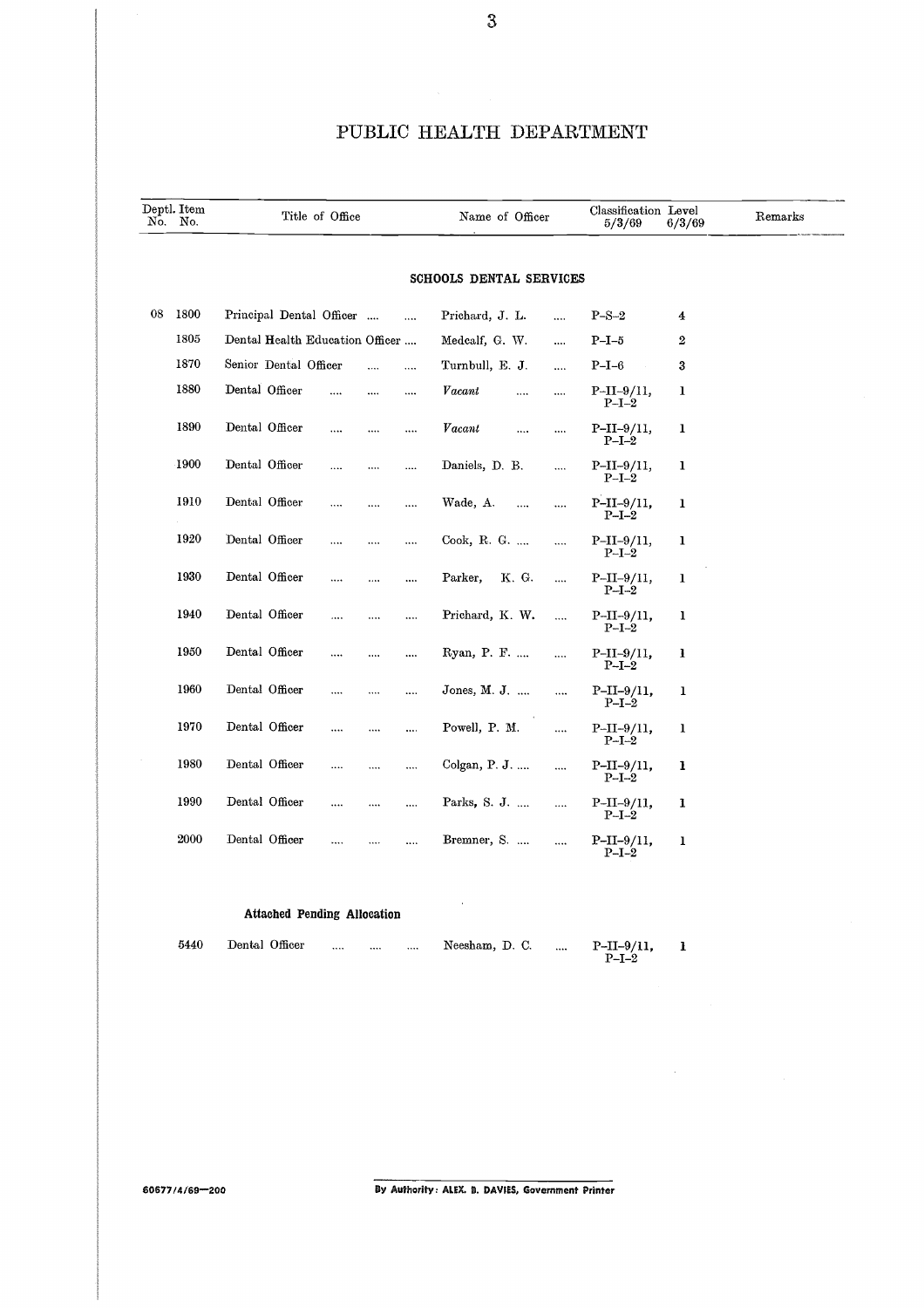# PUBLIC HEALTH DEPARTMENT

| Deptl. No. | Item No. | Title of Office | Name of Officer | Classification 5/3/69 | Level 6/3/69 | Remarks |
|---|---|---|---|---|---|---|
| | | **SCHOOLS DENTAL SERVICES** | | | | |
| 08 | 1800 | Principal Dental Officer .... .... | Prichard, J. L. .... | P–S–2 | 4 | |
| | 1805 | Dental Health Education Officer .... | Medcalf, G. W. .... | P–I–5 | 2 | |
| | 1870 | Senior Dental Officer .... .... | Turnbull, E. J. .... | P–I–6 | 3 | |
| | 1880 | Dental Officer .... .... .... | *Vacant* .... .... | P–II–9/11, P–I–2 | 1 | |
| | 1890 | Dental Officer .... .... .... | *Vacant* .... .... | P–II–9/11, P–I–2 | 1 | |
| | 1900 | Dental Officer .... .... .... | Daniels, D. B. .... | P–II–9/11, P–I–2 | 1 | |
| | 1910 | Dental Officer .... .... .... | Wade, A. .... .... | P–II–9/11, P–I–2 | 1 | |
| | 1920 | Dental Officer .... .... .... | Cook, R. G. .... .... | P–II–9/11, P–I–2 | 1 | |
| | 1930 | Dental Officer .... .... .... | Parker, K. G. .... | P–II–9/11, P–I–2 | 1 | |
| | 1940 | Dental Officer .... .... .... | Prichard, K. W. .... | P–II–9/11, P–I–2 | 1 | |
| | 1950 | Dental Officer .... .... .... | Ryan, P. F. .... .... | P–II–9/11, P–I–2 | 1 | |
| | 1960 | Dental Officer .... .... .... | Jones, M. J. .... .... | P–II–9/11, P–I–2 | 1 | |
| | 1970 | Dental Officer .... .... .... | Powell, P. M. .... | P–II–9/11, P–I–2 | 1 | |
| | 1980 | Dental Officer .... .... .... | Colgan, P. J. .... .... | P–II–9/11, P–I–2 | 1 | |
| | 1990 | Dental Officer .... .... .... | Parks, S. J. .... .... | P–II–9/11, P–I–2 | 1 | |
| | 2000 | Dental Officer .... .... .... | Bremner, S. .... .... | P–II–9/11, P–I–2 | 1 | |
| | | **Attached Pending Allocation** | | | | |
| | 5440 | Dental Officer .... .... .... | Neesham, D. C. .... | P–II–9/11, P–I–2 | 1 | |

60677/4/69—200

By Authority: ALEX. B. DAVIES, Government Printer